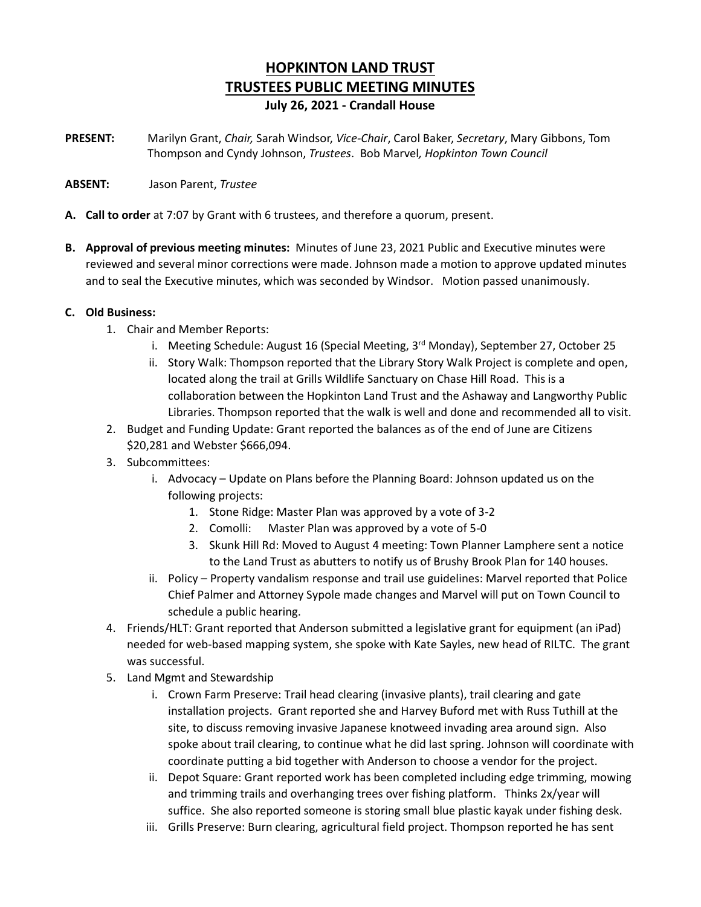# HOPKINTON LAND TRUST
# TRUSTEES PUBLIC MEETING MINUTES
### July 26, 2021 - Crandall House

**PRESENT:** Marilyn Grant, *Chair,* Sarah Windsor, *Vice-Chair*, Carol Baker, *Secretary*, Mary Gibbons, Tom Thompson and Cyndy Johnson, *Trustees*. Bob Marvel*, Hopkinton Town Council*

**ABSENT:** Jason Parent, *Trustee*

**A. Call to order** at 7:07 by Grant with 6 trustees, and therefore a quorum, present.

**B. Approval of previous meeting minutes:** Minutes of June 23, 2021 Public and Executive minutes were reviewed and several minor corrections were made. Johnson made a motion to approve updated minutes and to seal the Executive minutes, which was seconded by Windsor. Motion passed unanimously.

**C. Old Business:**

1. Chair and Member Reports:
   - i. Meeting Schedule: August 16 (Special Meeting, 3rd Monday), September 27, October 25
   - ii. Story Walk: Thompson reported that the Library Story Walk Project is complete and open, located along the trail at Grills Wildlife Sanctuary on Chase Hill Road. This is a collaboration between the Hopkinton Land Trust and the Ashaway and Langworthy Public Libraries. Thompson reported that the walk is well and done and recommended all to visit.
2. Budget and Funding Update: Grant reported the balances as of the end of June are Citizens $20,281 and Webster $666,094.
3. Subcommittees:
   - i. Advocacy – Update on Plans before the Planning Board: Johnson updated us on the following projects:
     1. Stone Ridge: Master Plan was approved by a vote of 3-2
     2. Comolli: Master Plan was approved by a vote of 5-0
     3. Skunk Hill Rd: Moved to August 4 meeting: Town Planner Lamphere sent a notice to the Land Trust as abutters to notify us of Brushy Brook Plan for 140 houses.
   - ii. Policy – Property vandalism response and trail use guidelines: Marvel reported that Police Chief Palmer and Attorney Sypole made changes and Marvel will put on Town Council to schedule a public hearing.
4. Friends/HLT: Grant reported that Anderson submitted a legislative grant for equipment (an iPad) needed for web-based mapping system, she spoke with Kate Sayles, new head of RILTC. The grant was successful.
5. Land Mgmt and Stewardship
   - i. Crown Farm Preserve: Trail head clearing (invasive plants), trail clearing and gate installation projects. Grant reported she and Harvey Buford met with Russ Tuthill at the site, to discuss removing invasive Japanese knotweed invading area around sign. Also spoke about trail clearing, to continue what he did last spring. Johnson will coordinate with coordinate putting a bid together with Anderson to choose a vendor for the project.
   - ii. Depot Square: Grant reported work has been completed including edge trimming, mowing and trimming trails and overhanging trees over fishing platform. Thinks 2x/year will suffice. She also reported someone is storing small blue plastic kayak under fishing desk.
   - iii. Grills Preserve: Burn clearing, agricultural field project. Thompson reported he has sent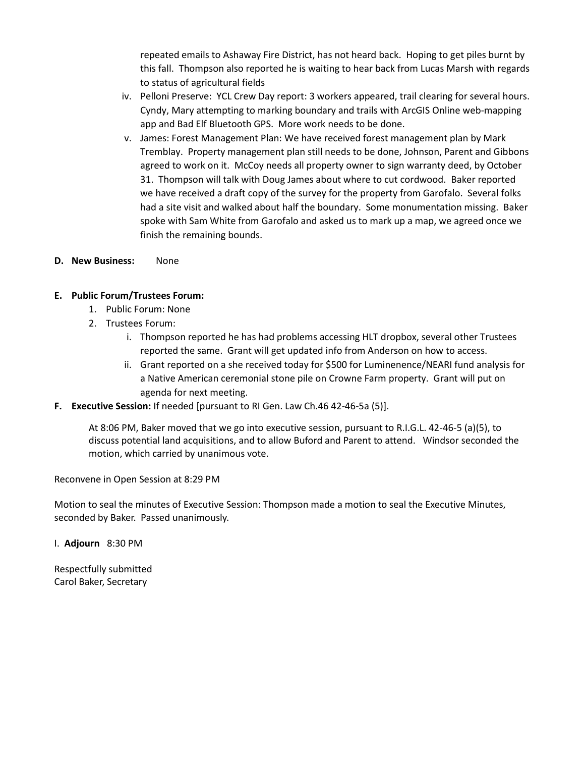repeated emails to Ashaway Fire District, has not heard back. Hoping to get piles burnt by this fall. Thompson also reported he is waiting to hear back from Lucas Marsh with regards to status of agricultural fields

iv. Pelloni Preserve: YCL Crew Day report: 3 workers appeared, trail clearing for several hours. Cyndy, Mary attempting to marking boundary and trails with ArcGIS Online web-mapping app and Bad Elf Bluetooth GPS. More work needs to be done.

v. James: Forest Management Plan: We have received forest management plan by Mark Tremblay. Property management plan still needs to be done, Johnson, Parent and Gibbons agreed to work on it. McCoy needs all property owner to sign warranty deed, by October 31. Thompson will talk with Doug James about where to cut cordwood. Baker reported we have received a draft copy of the survey for the property from Garofalo. Several folks had a site visit and walked about half the boundary. Some monumentation missing. Baker spoke with Sam White from Garofalo and asked us to mark up a map, we agreed once we finish the remaining bounds.

**D. New Business:** None

**E. Public Forum/Trustees Forum:**

1. Public Forum: None
2. Trustees Forum:
   i. Thompson reported he has had problems accessing HLT dropbox, several other Trustees reported the same. Grant will get updated info from Anderson on how to access.
   ii. Grant reported on a she received today for $500 for Luminenence/NEARI fund analysis for a Native American ceremonial stone pile on Crowne Farm property. Grant will put on agenda for next meeting.

**F. Executive Session:** If needed [pursuant to RI Gen. Law Ch.46 42-46-5a (5)].

At 8:06 PM, Baker moved that we go into executive session, pursuant to R.I.G.L. 42-46-5 (a)(5), to discuss potential land acquisitions, and to allow Buford and Parent to attend. Windsor seconded the motion, which carried by unanimous vote.

Reconvene in Open Session at 8:29 PM

Motion to seal the minutes of Executive Session: Thompson made a motion to seal the Executive Minutes, seconded by Baker. Passed unanimously.

I. **Adjourn** 8:30 PM

Respectfully submitted
Carol Baker, Secretary